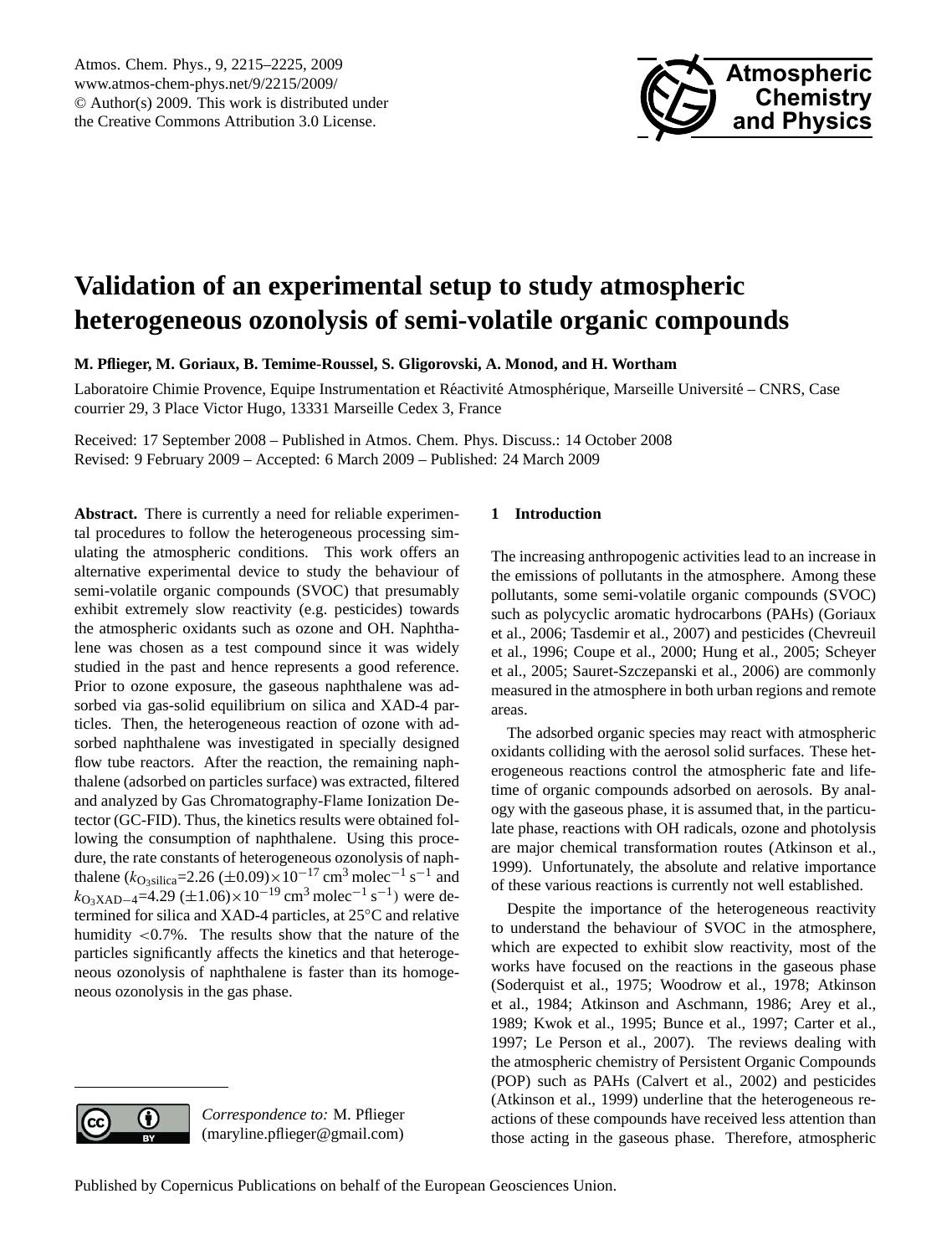# Validation of an experimental setup to study atmospheric heterogeneous ozonolysis of semi-volatile organic compounds

**M. Pflieger, M. Goriaux, B. Temime-Roussel, S. Gligorovski, A. Monod, and H. Wortham**

Laboratoire Chimie Provence, Equipe Instrumentation et Réactivité Atmosphérique, Marseille Université – CNRS, Case courrier 29, 3 Place Victor Hugo, 13331 Marseille Cedex 3, France

Received: 17 September 2008 – Published in Atmos. Chem. Phys. Discuss.: 14 October 2008
Revised: 9 February 2009 – Accepted: 6 March 2009 – Published: 24 March 2009

**Abstract.** There is currently a need for reliable experimental procedures to follow the heterogeneous processing simulating the atmospheric conditions. This work offers an alternative experimental device to study the behaviour of semi-volatile organic compounds (SVOC) that presumably exhibit extremely slow reactivity (e.g. pesticides) towards the atmospheric oxidants such as ozone and OH. Naphthalene was chosen as a test compound since it was widely studied in the past and hence represents a good reference. Prior to ozone exposure, the gaseous naphthalene was adsorbed via gas-solid equilibrium on silica and XAD-4 particles. Then, the heterogeneous reaction of ozone with adsorbed naphthalene was investigated in specially designed flow tube reactors. After the reaction, the remaining naphthalene (adsorbed on particles surface) was extracted, filtered and analyzed by Gas Chromatography-Flame Ionization Detector (GC-FID). Thus, the kinetics results were obtained following the consumption of naphthalene. Using this procedure, the rate constants of heterogeneous ozonolysis of naphthalene ($k_{\mathrm{O_3silica}}$=2.26 ($\pm$0.09)$\times10^{-17}$ cm$^3$ molec$^{-1}$ s$^{-1}$ and $k_{\mathrm{O_3XAD-4}}$=4.29 ($\pm$1.06)$\times10^{-19}$ cm$^3$ molec$^{-1}$ s$^{-1}$) were determined for silica and XAD-4 particles, at 25°C and relative humidity <0.7%. The results show that the nature of the particles significantly affects the kinetics and that heterogeneous ozonolysis of naphthalene is faster than its homogeneous ozonolysis in the gas phase.

## 1 Introduction

The increasing anthropogenic activities lead to an increase in the emissions of pollutants in the atmosphere. Among these pollutants, some semi-volatile organic compounds (SVOC) such as polycyclic aromatic hydrocarbons (PAHs) (Goriaux et al., 2006; Tasdemir et al., 2007) and pesticides (Chevreuil et al., 1996; Coupe et al., 2000; Hung et al., 2005; Scheyer et al., 2005; Sauret-Szczepanski et al., 2006) are commonly measured in the atmosphere in both urban regions and remote areas.

The adsorbed organic species may react with atmospheric oxidants colliding with the aerosol solid surfaces. These heterogeneous reactions control the atmospheric fate and lifetime of organic compounds adsorbed on aerosols. By analogy with the gaseous phase, it is assumed that, in the particulate phase, reactions with OH radicals, ozone and photolysis are major chemical transformation routes (Atkinson et al., 1999). Unfortunately, the absolute and relative importance of these various reactions is currently not well established.

Despite the importance of the heterogeneous reactivity to understand the behaviour of SVOC in the atmosphere, which are expected to exhibit slow reactivity, most of the works have focused on the reactions in the gaseous phase (Soderquist et al., 1975; Woodrow et al., 1978; Atkinson et al., 1984; Atkinson and Aschmann, 1986; Arey et al., 1989; Kwok et al., 1995; Bunce et al., 1997; Carter et al., 1997; Le Person et al., 2007). The reviews dealing with the atmospheric chemistry of Persistent Organic Compounds (POP) such as PAHs (Calvert et al., 2002) and pesticides (Atkinson et al., 1999) underline that the heterogeneous reactions of these compounds have received less attention than those acting in the gaseous phase. Therefore, atmospheric

*Correspondence to:* M. Pflieger (maryline.pflieger@gmail.com)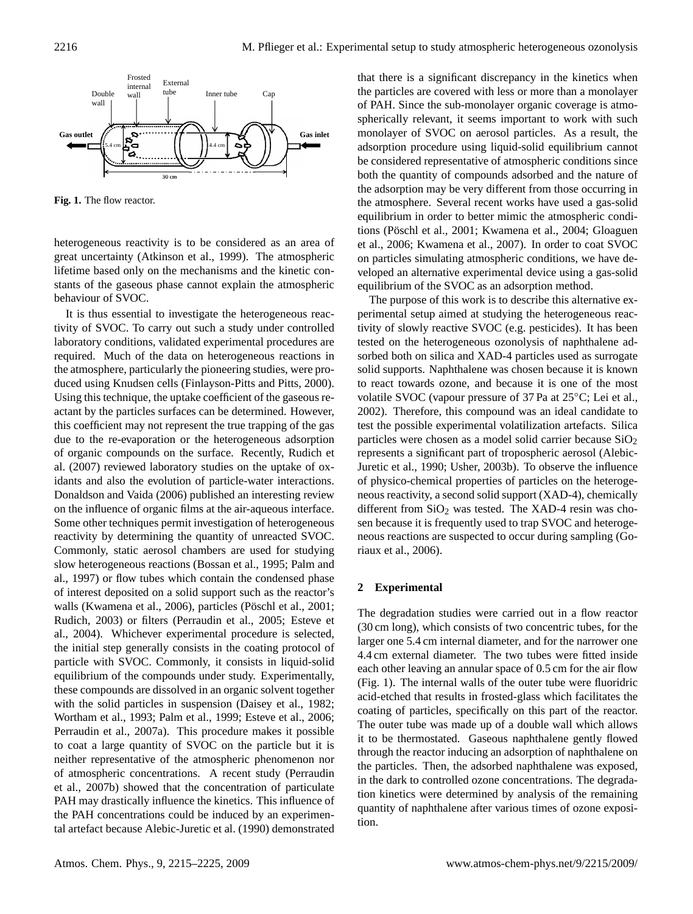**Fig. 1.** The flow reactor.

heterogeneous reactivity is to be considered as an area of great uncertainty (Atkinson et al., 1999). The atmospheric lifetime based only on the mechanisms and the kinetic constants of the gaseous phase cannot explain the atmospheric behaviour of SVOC.

It is thus essential to investigate the heterogeneous reactivity of SVOC. To carry out such a study under controlled laboratory conditions, validated experimental procedures are required. Much of the data on heterogeneous reactions in the atmosphere, particularly the pioneering studies, were produced using Knudsen cells (Finlayson-Pitts and Pitts, 2000). Using this technique, the uptake coefficient of the gaseous reactant by the particles surfaces can be determined. However, this coefficient may not represent the true trapping of the gas due to the re-evaporation or the heterogeneous adsorption of organic compounds on the surface. Recently, Rudich et al. (2007) reviewed laboratory studies on the uptake of oxidants and also the evolution of particle-water interactions. Donaldson and Vaida (2006) published an interesting review on the influence of organic films at the air-aqueous interface. Some other techniques permit investigation of heterogeneous reactivity by determining the quantity of unreacted SVOC. Commonly, static aerosol chambers are used for studying slow heterogeneous reactions (Bossan et al., 1995; Palm and al., 1997) or flow tubes which contain the condensed phase of interest deposited on a solid support such as the reactor's walls (Kwamena et al., 2006), particles (Pöschl et al., 2001; Rudich, 2003) or filters (Perraudin et al., 2005; Esteve et al., 2004). Whichever experimental procedure is selected, the initial step generally consists in the coating protocol of particle with SVOC. Commonly, it consists in liquid-solid equilibrium of the compounds under study. Experimentally, these compounds are dissolved in an organic solvent together with the solid particles in suspension (Daisey et al., 1982; Wortham et al., 1993; Palm et al., 1999; Esteve et al., 2006; Perraudin et al., 2007a). This procedure makes it possible to coat a large quantity of SVOC on the particle but it is neither representative of the atmospheric phenomenon nor of atmospheric concentrations. A recent study (Perraudin et al., 2007b) showed that the concentration of particulate PAH may drastically influence the kinetics. This influence of the PAH concentrations could be induced by an experimental artefact because Alebic-Juretic et al. (1990) demonstrated that there is a significant discrepancy in the kinetics when the particles are covered with less or more than a monolayer of PAH. Since the sub-monolayer organic coverage is atmospherically relevant, it seems important to work with such monolayer of SVOC on aerosol particles. As a result, the adsorption procedure using liquid-solid equilibrium cannot be considered representative of atmospheric conditions since both the quantity of compounds adsorbed and the nature of the adsorption may be very different from those occurring in the atmosphere. Several recent works have used a gas-solid equilibrium in order to better mimic the atmospheric conditions (Pöschl et al., 2001; Kwamena et al., 2004; Gloaguen et al., 2006; Kwamena et al., 2007). In order to coat SVOC on particles simulating atmospheric conditions, we have developed an alternative experimental device using a gas-solid equilibrium of the SVOC as an adsorption method.

The purpose of this work is to describe this alternative experimental setup aimed at studying the heterogeneous reactivity of slowly reactive SVOC (e.g. pesticides). It has been tested on the heterogeneous ozonolysis of naphthalene adsorbed both on silica and XAD-4 particles used as surrogate solid supports. Naphthalene was chosen because it is known to react towards ozone, and because it is one of the most volatile SVOC (vapour pressure of 37 Pa at 25°C; Lei et al., 2002). Therefore, this compound was an ideal candidate to test the possible experimental volatilization artefacts. Silica particles were chosen as a model solid carrier because $SiO_2$ represents a significant part of tropospheric aerosol (Alebic-Juretic et al., 1990; Usher, 2003b). To observe the influence of physico-chemical properties of particles on the heterogeneous reactivity, a second solid support (XAD-4), chemically different from $SiO_2$ was tested. The XAD-4 resin was chosen because it is frequently used to trap SVOC and heterogeneous reactions are suspected to occur during sampling (Goriaux et al., 2006).

## 2 Experimental

The degradation studies were carried out in a flow reactor (30 cm long), which consists of two concentric tubes, for the larger one 5.4 cm internal diameter, and for the narrower one 4.4 cm external diameter. The two tubes were fitted inside each other leaving an annular space of 0.5 cm for the air flow (Fig. 1). The internal walls of the outer tube were fluoridric acid-etched that results in frosted-glass which facilitates the coating of particles, specifically on this part of the reactor. The outer tube was made up of a double wall which allows it to be thermostated. Gaseous naphthalene gently flowed through the reactor inducing an adsorption of naphthalene on the particles. Then, the adsorbed naphthalene was exposed, in the dark to controlled ozone concentrations. The degradation kinetics were determined by analysis of the remaining quantity of naphthalene after various times of ozone exposition.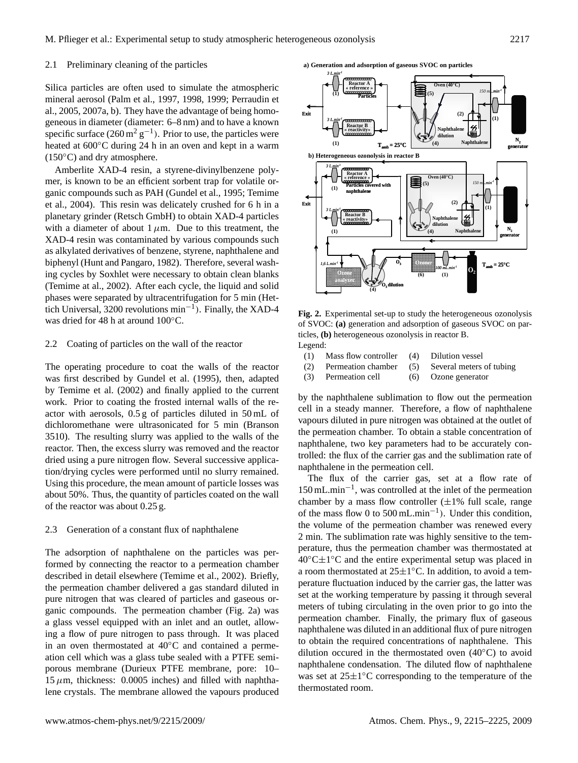### 2.1 Preliminary cleaning of the particles

Silica particles are often used to simulate the atmospheric mineral aerosol (Palm et al., 1997, 1998, 1999; Perraudin et al., 2005, 2007a, b). They have the advantage of being homogeneous in diameter (diameter: 6–8 nm) and to have a known specific surface ($260\,m^2\,g^{-1}$). Prior to use, the particles were heated at 600°C during 24 h in an oven and kept in a warm (150°C) and dry atmosphere.

Amberlite XAD-4 resin, a styrene-divinylbenzene polymer, is known to be an efficient sorbent trap for volatile organic compounds such as PAH (Gundel et al., 1995; Temime et al., 2004). This resin was delicately crushed for 6 h in a planetary grinder (Retsch GmbH) to obtain XAD-4 particles with a diameter of about 1 $\mu$m. Due to this treatment, the XAD-4 resin was contaminated by various compounds such as alkylated derivatives of benzene, styrene, naphthalene and biphenyl (Hunt and Pangaro, 1982). Therefore, several washing cycles by Soxhlet were necessary to obtain clean blanks (Temime at al., 2002). After each cycle, the liquid and solid phases were separated by ultracentrifugation for 5 min (Hettich Universal, 3200 revolutions $min^{-1}$). Finally, the XAD-4 was dried for 48 h at around 100°C.

### 2.2 Coating of particles on the wall of the reactor

The operating procedure to coat the walls of the reactor was first described by Gundel et al. (1995), then, adapted by Temime et al. (2002) and finally applied to the current work. Prior to coating the frosted internal walls of the reactor with aerosols, 0.5 g of particles diluted in 50 mL of dichloromethane were ultrasonicated for 5 min (Branson 3510). The resulting slurry was applied to the walls of the reactor. Then, the excess slurry was removed and the reactor dried using a pure nitrogen flow. Several successive application/drying cycles were performed until no slurry remained. Using this procedure, the mean amount of particle losses was about 50%. Thus, the quantity of particles coated on the wall of the reactor was about 0.25 g.

### 2.3 Generation of a constant flux of naphthalene

The adsorption of naphthalene on the particles was performed by connecting the reactor to a permeation chamber described in detail elsewhere (Temime et al., 2002). Briefly, the permeation chamber delivered a gas standard diluted in pure nitrogen that was cleared of particles and gaseous organic compounds. The permeation chamber (Fig. 2a) was a glass vessel equipped with an inlet and an outlet, allowing a flow of pure nitrogen to pass through. It was placed in an oven thermostated at 40°C and contained a permeation cell which was a glass tube sealed with a PTFE semi-porous membrane (Durieux PTFE membrane, pore: 10–15 $\mu$m, thickness: 0.0005 inches) and filled with naphthalene crystals. The membrane allowed the vapours produced by the naphthalene sublimation to flow out the permeation cell in a steady manner. Therefore, a flow of naphthalene vapours diluted in pure nitrogen was obtained at the outlet of the permeation chamber. To obtain a stable concentration of naphthalene, two key parameters had to be accurately controlled: the flux of the carrier gas and the sublimation rate of naphthalene in the permeation cell.

**Fig. 2.** Experimental set-up to study the heterogeneous ozonolysis of SVOC: **(a)** generation and adsorption of gaseous SVOC on particles, **(b)** heterogeneous ozonolysis in reactor B.
Legend:

| | | | |
|---|---|---|---|
| (1) | Mass flow controller | (4) | Dilution vessel |
| (2) | Permeation chamber | (5) | Several meters of tubing |
| (3) | Permeation cell | (6) | Ozone generator |

The flux of the carrier gas, set at a flow rate of $150\,mL.min^{-1}$, was controlled at the inlet of the permeation chamber by a mass flow controller ($\pm$1% full scale, range of the mass flow 0 to $500\,mL.min^{-1}$). Under this condition, the volume of the permeation chamber was renewed every 2 min. The sublimation rate was highly sensitive to the temperature, thus the permeation chamber was thermostated at 40°C$\pm$1°C and the entire experimental setup was placed in a room thermostated at 25$\pm$1°C. In addition, to avoid a temperature fluctuation induced by the carrier gas, the latter was set at the working temperature by passing it through several meters of tubing circulating in the oven prior to go into the permeation chamber. Finally, the primary flux of gaseous naphthalene was diluted in an additional flux of pure nitrogen to obtain the required concentrations of naphthalene. This dilution occured in the thermostated oven (40°C) to avoid naphthalene condensation. The diluted flow of naphthalene was set at 25$\pm$1°C corresponding to the temperature of the thermostated room.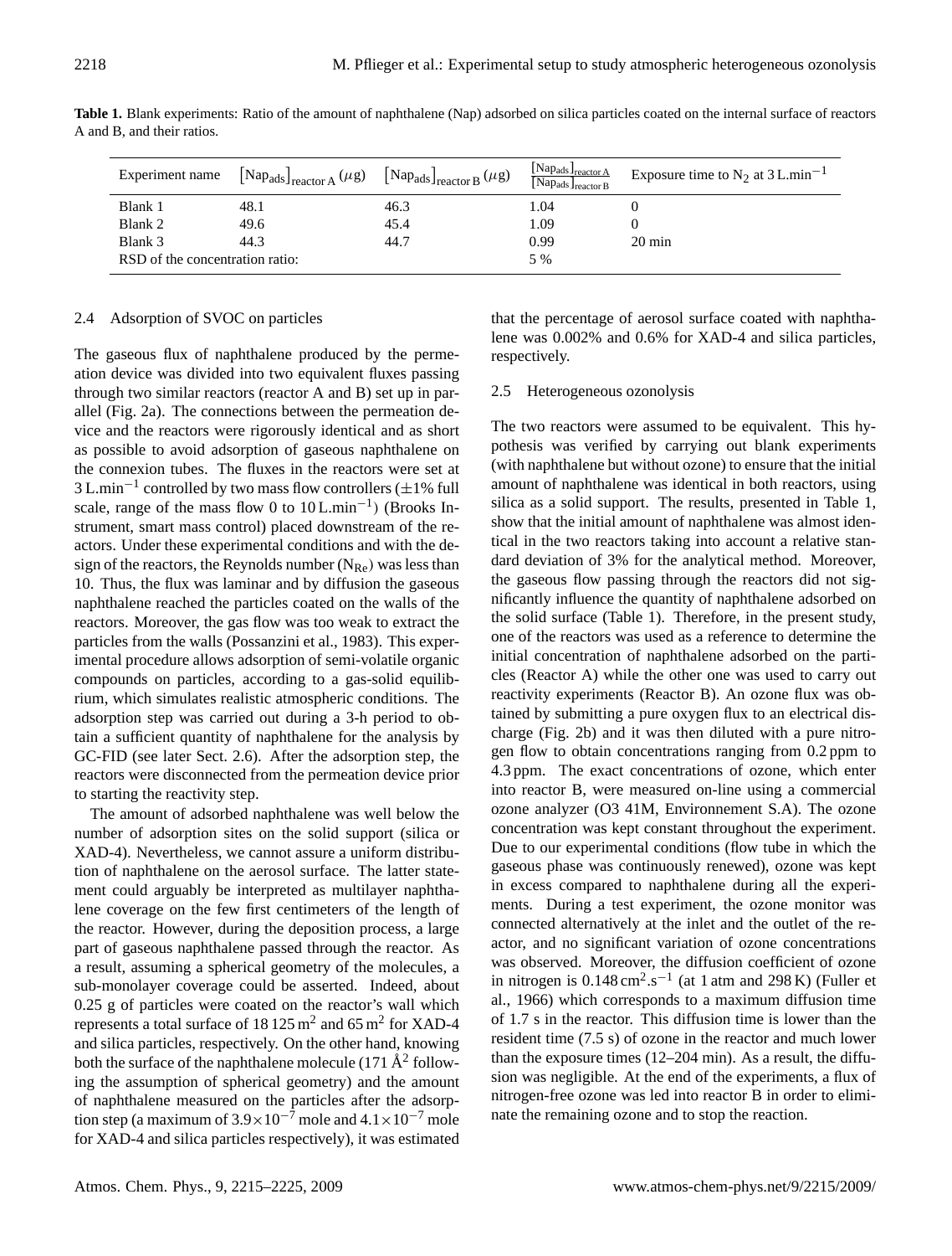**Table 1.** Blank experiments: Ratio of the amount of naphthalene (Nap) adsorbed on silica particles coated on the internal surface of reactors A and B, and their ratios.

| Experiment name | $\left[\text{Nap}_{\text{ads}}\right]_{\text{reactor A}}$ ($\mu$g) | $\left[\text{Nap}_{\text{ads}}\right]_{\text{reactor B}}$ ($\mu$g) | $\frac{\left[\text{Nap}_{\text{ads}}\right]_{\text{reactor A}}}{\left[\text{Nap}_{\text{ads}}\right]_{\text{reactor B}}}$ | Exposure time to $N_2$ at 3 L.min$^{-1}$ |
|---|---|---|---|---|
| Blank 1 | 48.1 | 46.3 | 1.04 | 0 |
| Blank 2 | 49.6 | 45.4 | 1.09 | 0 |
| Blank 3 | 44.3 | 44.7 | 0.99 | 20 min |
| RSD of the concentration ratio: | | | 5 % | |

### 2.4 Adsorption of SVOC on particles

The gaseous flux of naphthalene produced by the permeation device was divided into two equivalent fluxes passing through two similar reactors (reactor A and B) set up in parallel (Fig. 2a). The connections between the permeation device and the reactors were rigorously identical and as short as possible to avoid adsorption of gaseous naphthalene on the connexion tubes. The fluxes in the reactors were set at 3 L.min$^{-1}$ controlled by two mass flow controllers ($\pm$1% full scale, range of the mass flow 0 to 10 L.min$^{-1}$) (Brooks Instrument, smart mass control) placed downstream of the reactors. Under these experimental conditions and with the design of the reactors, the Reynolds number ($N_{Re}$) was less than 10. Thus, the flux was laminar and by diffusion the gaseous naphthalene reached the particles coated on the walls of the reactors. Moreover, the gas flow was too weak to extract the particles from the walls (Possanzini et al., 1983). This experimental procedure allows adsorption of semi-volatile organic compounds on particles, according to a gas-solid equilibrium, which simulates realistic atmospheric conditions. The adsorption step was carried out during a 3-h period to obtain a sufficient quantity of naphthalene for the analysis by GC-FID (see later Sect. 2.6). After the adsorption step, the reactors were disconnected from the permeation device prior to starting the reactivity step.

The amount of adsorbed naphthalene was well below the number of adsorption sites on the solid support (silica or XAD-4). Nevertheless, we cannot assure a uniform distribution of naphthalene on the aerosol surface. The latter statement could arguably be interpreted as multilayer naphthalene coverage on the few first centimeters of the length of the reactor. However, during the deposition process, a large part of gaseous naphthalene passed through the reactor. As a result, assuming a spherical geometry of the molecules, a sub-monolayer coverage could be asserted. Indeed, about 0.25 g of particles were coated on the reactor's wall which represents a total surface of 18 125 m$^2$ and 65 m$^2$ for XAD-4 and silica particles, respectively. On the other hand, knowing both the surface of the naphthalene molecule (171 Å$^2$ following the assumption of spherical geometry) and the amount of naphthalene measured on the particles after the adsorption step (a maximum of $3.9\times10^{-7}$ mole and $4.1\times10^{-7}$ mole for XAD-4 and silica particles respectively), it was estimated that the percentage of aerosol surface coated with naphthalene was 0.002% and 0.6% for XAD-4 and silica particles, respectively.

### 2.5 Heterogeneous ozonolysis

The two reactors were assumed to be equivalent. This hypothesis was verified by carrying out blank experiments (with naphthalene but without ozone) to ensure that the initial amount of naphthalene was identical in both reactors, using silica as a solid support. The results, presented in Table 1, show that the initial amount of naphthalene was almost identical in the two reactors taking into account a relative standard deviation of 3% for the analytical method. Moreover, the gaseous flow passing through the reactors did not significantly influence the quantity of naphthalene adsorbed on the solid surface (Table 1). Therefore, in the present study, one of the reactors was used as a reference to determine the initial concentration of naphthalene adsorbed on the particles (Reactor A) while the other one was used to carry out reactivity experiments (Reactor B). An ozone flux was obtained by submitting a pure oxygen flux to an electrical discharge (Fig. 2b) and it was then diluted with a pure nitrogen flow to obtain concentrations ranging from 0.2 ppm to 4.3 ppm. The exact concentrations of ozone, which enter into reactor B, were measured on-line using a commercial ozone analyzer (O3 41M, Environnement S.A). The ozone concentration was kept constant throughout the experiment. Due to our experimental conditions (flow tube in which the gaseous phase was continuously renewed), ozone was kept in excess compared to naphthalene during all the experiments. During a test experiment, the ozone monitor was connected alternatively at the inlet and the outlet of the reactor, and no significant variation of ozone concentrations was observed. Moreover, the diffusion coefficient of ozone in nitrogen is 0.148 cm$^2$.s$^{-1}$ (at 1 atm and 298 K) (Fuller et al., 1966) which corresponds to a maximum diffusion time of 1.7 s in the reactor. This diffusion time is lower than the resident time (7.5 s) of ozone in the reactor and much lower than the exposure times (12–204 min). As a result, the diffusion was negligible. At the end of the experiments, a flux of nitrogen-free ozone was led into reactor B in order to eliminate the remaining ozone and to stop the reaction.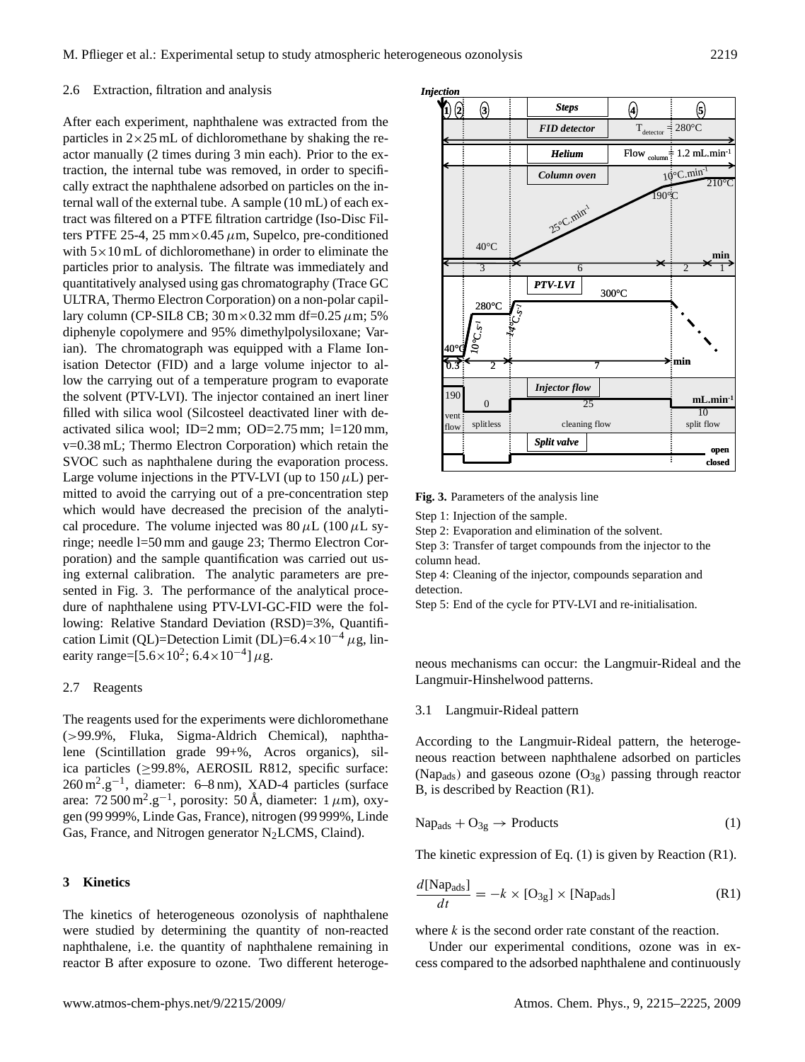### 2.6 Extraction, filtration and analysis

After each experiment, naphthalene was extracted from the particles in 2×25 mL of dichloromethane by shaking the reactor manually (2 times during 3 min each). Prior to the extraction, the internal tube was removed, in order to specifically extract the naphthalene adsorbed on particles on the internal wall of the external tube. A sample (10 mL) of each extract was filtered on a PTFE filtration cartridge (Iso-Disc Filters PTFE 25-4, 25 mm×0.45 $\mu$m, Supelco, pre-conditioned with 5×10 mL of dichloromethane) in order to eliminate the particles prior to analysis. The filtrate was immediately and quantitatively analysed using gas chromatography (Trace GC ULTRA, Thermo Electron Corporation) on a non-polar capillary column (CP-SIL8 CB; 30 m×0.32 mm df=0.25 $\mu$m; 5% diphenyle copolymere and 95% dimethylpolysiloxane; Varian). The chromatograph was equipped with a Flame Ionisation Detector (FID) and a large volume injector to allow the carrying out of a temperature program to evaporate the solvent (PTV-LVI). The injector contained an inert liner filled with silica wool (Silcosteel deactivated liner with deactivated silica wool; ID=2 mm; OD=2.75 mm; l=120 mm, v=0.38 mL; Thermo Electron Corporation) which retain the SVOC such as naphthalene during the evaporation process. Large volume injections in the PTV-LVI (up to 150 $\mu$L) permitted to avoid the carrying out of a pre-concentration step which would have decreased the precision of the analytical procedure. The volume injected was 80 $\mu$L (100 $\mu$L syringe; needle l=50 mm and gauge 23; Thermo Electron Corporation) and the sample quantification was carried out using external calibration. The analytic parameters are presented in Fig. 3. The performance of the analytical procedure of naphthalene using PTV-LVI-GC-FID were the following: Relative Standard Deviation (RSD)=3%, Quantification Limit (QL)=Detection Limit (DL)=$6.4\times10^{-4}$ $\mu$g, linearity range=[$5.6\times10^{2}$; $6.4\times10^{-4}$] $\mu$g.

### 2.7 Reagents

The reagents used for the experiments were dichloromethane (>99.9%, Fluka, Sigma-Aldrich Chemical), naphthalene (Scintillation grade 99+%, Acros organics), silica particles (≥99.8%, AEROSIL R812, specific surface: 260 $m^2.g^{-1}$, diameter: 6–8 nm), XAD-4 particles (surface area: 72 500 $m^2.g^{-1}$, porosity: 50 Å, diameter: 1 $\mu$m), oxygen (99 999%, Linde Gas, France), nitrogen (99 999%, Linde Gas, France, and Nitrogen generator $N_2$LCMS, Claind).

## 3 Kinetics

The kinetics of heterogeneous ozonolysis of naphthalene were studied by determining the quantity of non-reacted naphthalene, i.e. the quantity of naphthalene remaining in reactor B after exposure to ozone. Two different heterogeneous mechanisms can occur: the Langmuir-Rideal and the Langmuir-Hinshelwood patterns.

**Fig. 3.** Parameters of the analysis line

Step 1: Injection of the sample.

Step 2: Evaporation and elimination of the solvent.

Step 3: Transfer of target compounds from the injector to the column head.

Step 4: Cleaning of the injector, compounds separation and detection.

Step 5: End of the cycle for PTV-LVI and re-initialisation.

### 3.1 Langmuir-Rideal pattern

According to the Langmuir-Rideal pattern, the heterogeneous reaction between naphthalene adsorbed on particles ($Nap_{ads}$) and gaseous ozone ($O_{3g}$) passing through reactor B, is described by Reaction (R1).

$$Nap_{ads} + O_{3g} \rightarrow \text{Products} \qquad (1)$$

The kinetic expression of Eq. (1) is given by Reaction (R1).

$$\frac{d[Nap_{ads}]}{dt} = -k \times [O_{3g}] \times [Nap_{ads}] \qquad \text{(R1)}$$

where $k$ is the second order rate constant of the reaction.

Under our experimental conditions, ozone was in excess compared to the adsorbed naphthalene and continuously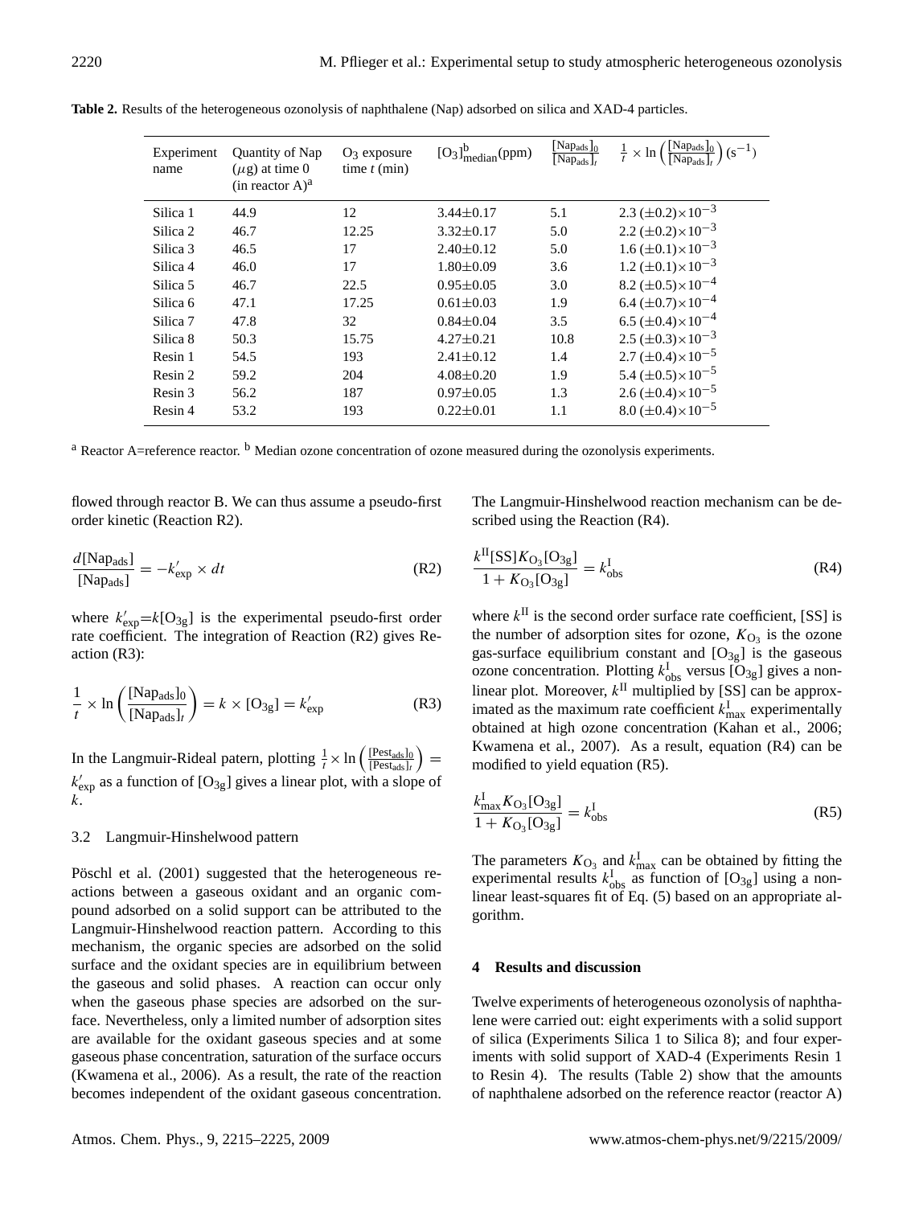**Table 2.** Results of the heterogeneous ozonolysis of naphthalene (Nap) adsorbed on silica and XAD-4 particles.

| Experiment name | Quantity of Nap ($\mu$g) at time 0 (in reactor A)[a] | $O_3$ exposure time $t$ (min) | $[O_3]^b_{median}$(ppm) | $\frac{[Nap_{ads}]_0}{[Nap_{ads}]_t}$ | $\frac{1}{t} \times \ln\left(\frac{[Nap_{ads}]_0}{[Nap_{ads}]_t}\right)$ ($s^{-1}$) |
|---|---|---|---|---|---|
| Silica 1 | 44.9 | 12 | 3.44±0.17 | 5.1 | 2.3 (±0.2)×$10^{-3}$ |
| Silica 2 | 46.7 | 12.25 | 3.32±0.17 | 5.0 | 2.2 (±0.2)×$10^{-3}$ |
| Silica 3 | 46.5 | 17 | 2.40±0.12 | 5.0 | 1.6 (±0.1)×$10^{-3}$ |
| Silica 4 | 46.0 | 17 | 1.80±0.09 | 3.6 | 1.2 (±0.1)×$10^{-3}$ |
| Silica 5 | 46.7 | 22.5 | 0.95±0.05 | 3.0 | 8.2 (±0.5)×$10^{-4}$ |
| Silica 6 | 47.1 | 17.25 | 0.61±0.03 | 1.9 | 6.4 (±0.7)×$10^{-4}$ |
| Silica 7 | 47.8 | 32 | 0.84±0.04 | 3.5 | 6.5 (±0.4)×$10^{-4}$ |
| Silica 8 | 50.3 | 15.75 | 4.27±0.21 | 10.8 | 2.5 (±0.3)×$10^{-3}$ |
| Resin 1 | 54.5 | 193 | 2.41±0.12 | 1.4 | 2.7 (±0.4)×$10^{-5}$ |
| Resin 2 | 59.2 | 204 | 4.08±0.20 | 1.9 | 5.4 (±0.5)×$10^{-5}$ |
| Resin 3 | 56.2 | 187 | 0.97±0.05 | 1.3 | 2.6 (±0.4)×$10^{-5}$ |
| Resin 4 | 53.2 | 193 | 0.22±0.01 | 1.1 | 8.0 (±0.4)×$10^{-5}$ |

[a] Reactor A=reference reactor. [b] Median ozone concentration of ozone measured during the ozonolysis experiments.

flowed through reactor B. We can thus assume a pseudo-first order kinetic (Reaction R2).

$$\frac{d[Nap_{ads}]}{[Nap_{ads}]} = -k'_{exp} \times dt \tag{R2}$$

where $k'_{exp}$=$k[O_{3g}]$ is the experimental pseudo-first order rate coefficient. The integration of Reaction (R2) gives Reaction (R3):

$$\frac{1}{t} \times \ln\left(\frac{[Nap_{ads}]_0}{[Nap_{ads}]_t}\right) = k \times [O_{3g}] = k'_{exp} \tag{R3}$$

In the Langmuir-Rideal patern, plotting $\frac{1}{t} \times \ln\left(\frac{[Pest_{ads}]_0}{[Pest_{ads}]_t}\right) = k'_{exp}$ as a function of $[O_{3g}]$ gives a linear plot, with a slope of $k$.

### 3.2 Langmuir-Hinshelwood pattern

Pöschl et al. (2001) suggested that the heterogeneous reactions between a gaseous oxidant and an organic compound adsorbed on a solid support can be attributed to the Langmuir-Hinshelwood reaction pattern. According to this mechanism, the organic species are adsorbed on the solid surface and the oxidant species are in equilibrium between the gaseous and solid phases. A reaction can occur only when the gaseous phase species are adsorbed on the surface. Nevertheless, only a limited number of adsorption sites are available for the oxidant gaseous species and at some gaseous phase concentration, saturation of the surface occurs (Kwamena et al., 2006). As a result, the rate of the reaction becomes independent of the oxidant gaseous concentration. The Langmuir-Hinshelwood reaction mechanism can be described using the Reaction (R4).

$$\frac{k^{II}[SS]K_{O_3}[O_{3g}]}{1 + K_{O_3}[O_{3g}]} = k^{I}_{obs} \tag{R4}$$

where $k^{II}$ is the second order surface rate coefficient, [SS] is the number of adsorption sites for ozone, $K_{O_3}$ is the ozone gas-surface equilibrium constant and $[O_{3g}]$ is the gaseous ozone concentration. Plotting $k^{I}_{obs}$ versus $[O_{3g}]$ gives a non-linear plot. Moreover, $k^{II}$ multiplied by [SS] can be approximated as the maximum rate coefficient $k^{I}_{max}$ experimentally obtained at high ozone concentration (Kahan et al., 2006; Kwamena et al., 2007). As a result, equation (R4) can be modified to yield equation (R5).

$$\frac{k^{I}_{max}K_{O_3}[O_{3g}]}{1 + K_{O_3}[O_{3g}]} = k^{I}_{obs} \tag{R5}$$

The parameters $K_{O_3}$ and $k^{I}_{max}$ can be obtained by fitting the experimental results $k^{I}_{obs}$ as function of $[O_{3g}]$ using a non-linear least-squares fit of Eq. (5) based on an appropriate algorithm.

## 4 Results and discussion

Twelve experiments of heterogeneous ozonolysis of naphthalene were carried out: eight experiments with a solid support of silica (Experiments Silica 1 to Silica 8); and four experiments with solid support of XAD-4 (Experiments Resin 1 to Resin 4). The results (Table 2) show that the amounts of naphthalene adsorbed on the reference reactor (reactor A)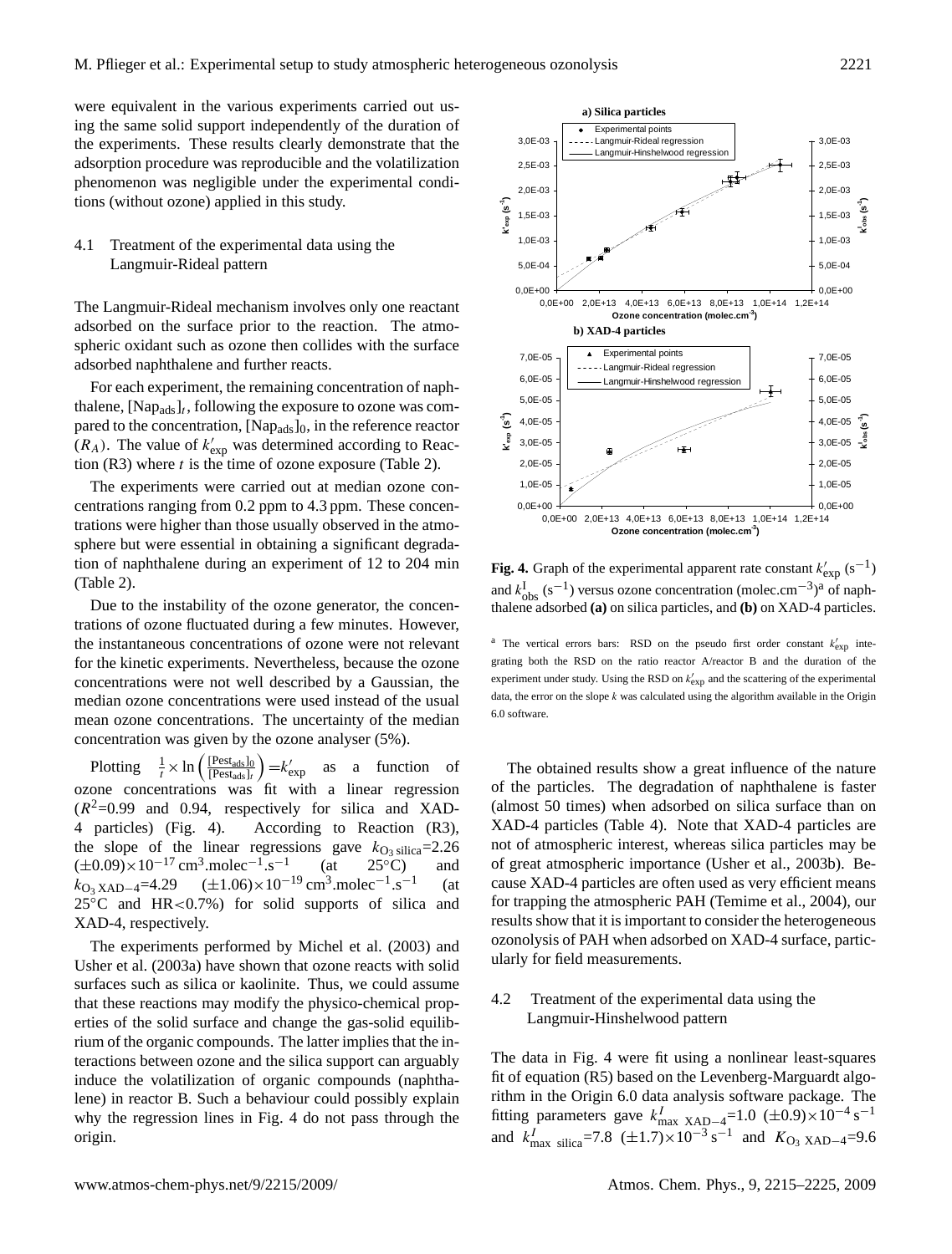were equivalent in the various experiments carried out using the same solid support independently of the duration of the experiments. These results clearly demonstrate that the adsorption procedure was reproducible and the volatilization phenomenon was negligible under the experimental conditions (without ozone) applied in this study.

### 4.1 Treatment of the experimental data using the Langmuir-Rideal pattern

The Langmuir-Rideal mechanism involves only one reactant adsorbed on the surface prior to the reaction. The atmospheric oxidant such as ozone then collides with the surface adsorbed naphthalene and further reacts.

For each experiment, the remaining concentration of naphthalene, $[\mathrm{Nap_{ads}}]_t$, following the exposure to ozone was compared to the concentration, $[\mathrm{Nap_{ads}}]_0$, in the reference reactor ($R_A$). The value of $k'_{\mathrm{exp}}$ was determined according to Reaction (R3) where $t$ is the time of ozone exposure (Table 2).

The experiments were carried out at median ozone concentrations ranging from 0.2 ppm to 4.3 ppm. These concentrations were higher than those usually observed in the atmosphere but were essential in obtaining a significant degradation of naphthalene during an experiment of 12 to 204 min (Table 2).

Due to the instability of the ozone generator, the concentrations of ozone fluctuated during a few minutes. However, the instantaneous concentrations of ozone were not relevant for the kinetic experiments. Nevertheless, because the ozone concentrations were not well described by a Gaussian, the median ozone concentrations were used instead of the usual mean ozone concentrations. The uncertainty of the median concentration was given by the ozone analyser (5%).

Plotting $\frac{1}{t} \times \ln\left(\frac{[\mathrm{Pest_{ads}}]_0}{[\mathrm{Pest_{ads}}]_t}\right) = k'_{\mathrm{exp}}$ as a function of ozone concentrations was fit with a linear regression ($R^2$=0.99 and 0.94, respectively for silica and XAD-4 particles) (Fig. 4). According to Reaction (R3), the slope of the linear regressions gave $k_{\mathrm{O_3\,silica}}$=2.26 ($\pm$0.09)$\times 10^{-17}$ cm$^3$.molec$^{-1}$.s$^{-1}$ (at 25°C) and $k_{\mathrm{O_3\,XAD-4}}$=4.29 ($\pm$1.06)$\times 10^{-19}$ cm$^3$.molec$^{-1}$.s$^{-1}$ (at 25°C and HR<0.7%) for solid supports of silica and XAD-4, respectively.

The experiments performed by Michel et al. (2003) and Usher et al. (2003a) have shown that ozone reacts with solid surfaces such as silica or kaolinite. Thus, we could assume that these reactions may modify the physico-chemical properties of the solid surface and change the gas-solid equilibrium of the organic compounds. The latter implies that the interactions between ozone and the silica support can arguably induce the volatilization of organic compounds (naphthalene) in reactor B. Such a behaviour could possibly explain why the regression lines in Fig. 4 do not pass through the origin.

**Fig. 4.** Graph of the experimental apparent rate constant $k'_{\mathrm{exp}}$ (s$^{-1}$) and $k^{\mathrm{I}}_{\mathrm{obs}}$ (s$^{-1}$) versus ozone concentration (molec.cm$^{-3}$)[a] of naphthalene adsorbed **(a)** on silica particles, and **(b)** on XAD-4 particles.

[a] The vertical errors bars: RSD on the pseudo first order constant $k'_{\mathrm{exp}}$ integrating both the RSD on the ratio reactor A/reactor B and the duration of the experiment under study. Using the RSD on $k'_{\mathrm{exp}}$ and the scattering of the experimental data, the error on the slope $k$ was calculated using the algorithm available in the Origin 6.0 software.

The obtained results show a great influence of the nature of the particles. The degradation of naphthalene is faster (almost 50 times) when adsorbed on silica surface than on XAD-4 particles (Table 4). Note that XAD-4 particles are not of atmospheric interest, whereas silica particles may be of great atmospheric importance (Usher et al., 2003b). Because XAD-4 particles are often used as very efficient means for trapping the atmospheric PAH (Temime et al., 2004), our results show that it is important to consider the heterogeneous ozonolysis of PAH when adsorbed on XAD-4 surface, particularly for field measurements.

### 4.2 Treatment of the experimental data using the Langmuir-Hinshelwood pattern

The data in Fig. 4 were fit using a nonlinear least-squares fit of equation (R5) based on the Levenberg-Marguardt algorithm in the Origin 6.0 data analysis software package. The fitting parameters gave $k^{I}_{\mathrm{max\ XAD-4}}$=1.0 ($\pm$0.9)$\times 10^{-4}$ s$^{-1}$ and $k^{I}_{\mathrm{max\ silica}}$=7.8 ($\pm$1.7)$\times 10^{-3}$ s$^{-1}$ and $K_{\mathrm{O_3\ XAD-4}}$=9.6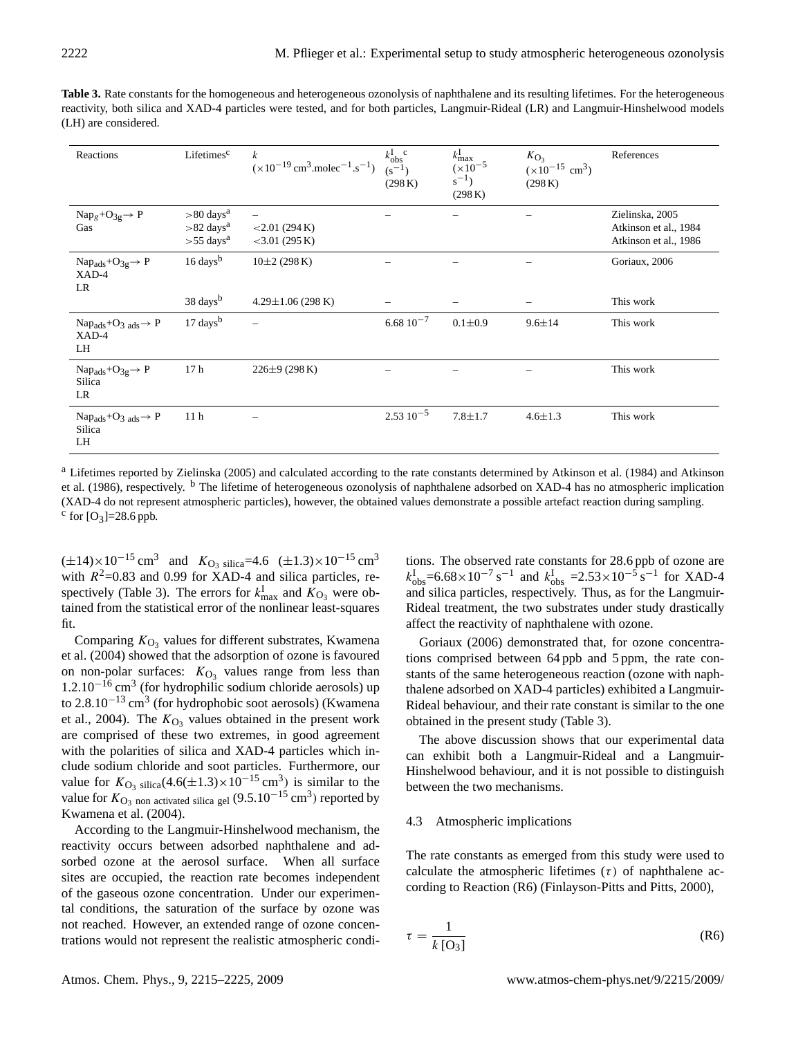**Table 3.** Rate constants for the homogeneous and heterogeneous ozonolysis of naphthalene and its resulting lifetimes. For the heterogeneous reactivity, both silica and XAD-4 particles were tested, and for both particles, Langmuir-Rideal (LR) and Langmuir-Hinshelwood models (LH) are considered.

| Reactions | Lifetimes[c] | $k$ ($\times10^{-19}$ cm$^3$.molec$^{-1}$.s$^{-1}$) | $k^{\mathrm{I}}_{\mathrm{obs}}$ [c] (s$^{-1}$) (298 K) | $k^{\mathrm{I}}_{\mathrm{max}}$ ($\times10^{-5}$ s$^{-1}$) (298 K) | $K_{O_3}$ ($\times10^{-15}$ cm$^3$) (298 K) | References |
|---|---|---|---|---|---|---|
| $Nap_g+O_{3g}\rightarrow$ P Gas | >80 days[a] | – | – | – | – | Zielinska, 2005 |
| | >82 days[a] | <2.01 (294 K) | | | | Atkinson et al., 1984 |
| | >55 days[a] | <3.01 (295 K) | | | | Atkinson et al., 1986 |
| $Nap_{ads}+O_{3g}\rightarrow$ P XAD-4 LR | 16 days[b] | 10±2 (298 K) | – | – | – | Goriaux, 2006 |
| | 38 days[b] | 4.29±1.06 (298 K) | – | – | – | This work |
| $Nap_{ads}+O_{3\,ads}\rightarrow$ P XAD-4 LH | 17 days[b] | – | $6.68\ 10^{-7}$ | 0.1±0.9 | 9.6±14 | This work |
| $Nap_{ads}+O_{3g}\rightarrow$ P Silica LR | 17 h | 226±9 (298 K) | – | – | – | This work |
| $Nap_{ads}+O_{3\,ads}\rightarrow$ P Silica LH | 11 h | – | $2.53\ 10^{-5}$ | 7.8±1.7 | 4.6±1.3 | This work |

[a] Lifetimes reported by Zielinska (2005) and calculated according to the rate constants determined by Atkinson et al. (1984) and Atkinson et al. (1986), respectively. [b] The lifetime of heterogeneous ozonolysis of naphthalene adsorbed on XAD-4 has no atmospheric implication (XAD-4 do not represent atmospheric particles), however, the obtained values demonstrate a possible artefact reaction during sampling.
[c] for $[O_3]$=28.6 ppb.

$(\pm14)\times10^{-15}$ cm$^3$ and $K_{O_3\ \mathrm{silica}}=4.6\ (\pm1.3)\times10^{-15}$ cm$^3$ with $R^2$=0.83 and 0.99 for XAD-4 and silica particles, respectively (Table 3). The errors for $k^{\mathrm{I}}_{\mathrm{max}}$ and $K_{O_3}$ were obtained from the statistical error of the nonlinear least-squares fit.

Comparing $K_{O_3}$ values for different substrates, Kwamena et al. (2004) showed that the adsorption of ozone is favoured on non-polar surfaces: $K_{O_3}$ values range from less than $1.2.10^{-16}$ cm$^3$ (for hydrophilic sodium chloride aerosols) up to $2.8.10^{-13}$ cm$^3$ (for hydrophobic soot aerosols) (Kwamena et al., 2004). The $K_{O_3}$ values obtained in the present work are comprised of these two extremes, in good agreement with the polarities of silica and XAD-4 particles which include sodium chloride and soot particles. Furthermore, our value for $K_{O_3\ \mathrm{silica}}(4.6(\pm1.3)\times10^{-15}$ cm$^3)$ is similar to the value for $K_{O_3\ \mathrm{non\ activated\ silica\ gel}}$ $(9.5.10^{-15}$ cm$^3)$ reported by Kwamena et al. (2004).

According to the Langmuir-Hinshelwood mechanism, the reactivity occurs between adsorbed naphthalene and adsorbed ozone at the aerosol surface. When all surface sites are occupied, the reaction rate becomes independent of the gaseous ozone concentration. Under our experimental conditions, the saturation of the surface by ozone was not reached. However, an extended range of ozone concentrations would not represent the realistic atmospheric conditions. The observed rate constants for 28.6 ppb of ozone are $k^{\mathrm{I}}_{\mathrm{obs}}=6.68\times10^{-7}$ s$^{-1}$ and $k^{\mathrm{I}}_{\mathrm{obs}}=2.53\times10^{-5}$ s$^{-1}$ for XAD-4 and silica particles, respectively. Thus, as for the Langmuir-Rideal treatment, the two substrates under study drastically affect the reactivity of naphthalene with ozone.

Goriaux (2006) demonstrated that, for ozone concentrations comprised between 64 ppb and 5 ppm, the rate constants of the same heterogeneous reaction (ozone with naphthalene adsorbed on XAD-4 particles) exhibited a Langmuir-Rideal behaviour, and their rate constant is similar to the one obtained in the present study (Table 3).

The above discussion shows that our experimental data can exhibit both a Langmuir-Rideal and a Langmuir-Hinshelwood behaviour, and it is not possible to distinguish between the two mechanisms.

### 4.3 Atmospheric implications

The rate constants as emerged from this study were used to calculate the atmospheric lifetimes ($\tau$) of naphthalene according to Reaction (R6) (Finlayson-Pitts and Pitts, 2000),

$$\tau = \frac{1}{k\,[O_3]} \quad \text{(R6)}$$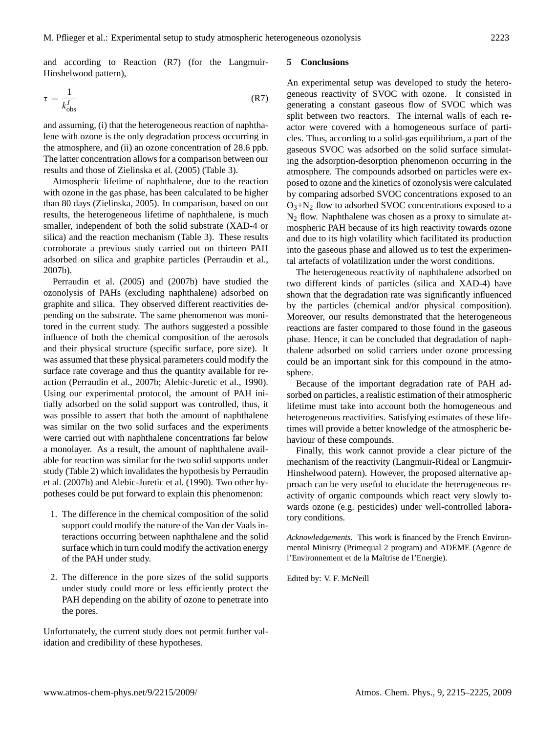and according to Reaction (R7) (for the Langmuir-Hinshelwood pattern),

$$\tau = \frac{1}{k^{I}_{\text{obs}}} \tag{R7}$$

and assuming, (i) that the heterogeneous reaction of naphthalene with ozone is the only degradation process occurring in the atmosphere, and (ii) an ozone concentration of 28.6 ppb. The latter concentration allows for a comparison between our results and those of Zielinska et al. (2005) (Table 3).

Atmospheric lifetime of naphthalene, due to the reaction with ozone in the gas phase, has been calculated to be higher than 80 days (Zielinska, 2005). In comparison, based on our results, the heterogeneous lifetime of naphthalene, is much smaller, independent of both the solid substrate (XAD-4 or silica) and the reaction mechanism (Table 3). These results corroborate a previous study carried out on thirteen PAH adsorbed on silica and graphite particles (Perraudin et al., 2007b).

Perraudin et al. (2005) and (2007b) have studied the ozonolysis of PAHs (excluding naphthalene) adsorbed on graphite and silica. They observed different reactivities depending on the substrate. The same phenomenon was monitored in the current study. The authors suggested a possible influence of both the chemical composition of the aerosols and their physical structure (specific surface, pore size). It was assumed that these physical parameters could modify the surface rate coverage and thus the quantity available for reaction (Perraudin et al., 2007b; Alebic-Juretic et al., 1990). Using our experimental protocol, the amount of PAH initially adsorbed on the solid support was controlled, thus, it was possible to assert that both the amount of naphthalene was similar on the two solid surfaces and the experiments were carried out with naphthalene concentrations far below a monolayer. As a result, the amount of naphthalene available for reaction was similar for the two solid supports under study (Table 2) which invalidates the hypothesis by Perraudin et al. (2007b) and Alebic-Juretic et al. (1990). Two other hypotheses could be put forward to explain this phenomenon:

1. The difference in the chemical composition of the solid support could modify the nature of the Van der Vaals interactions occurring between naphthalene and the solid surface which in turn could modify the activation energy of the PAH under study.

2. The difference in the pore sizes of the solid supports under study could more or less efficiently protect the PAH depending on the ability of ozone to penetrate into the pores.

Unfortunately, the current study does not permit further validation and credibility of these hypotheses.

## 5 Conclusions

An experimental setup was developed to study the heterogeneous reactivity of SVOC with ozone. It consisted in generating a constant gaseous flow of SVOC which was split between two reactors. The internal walls of each reactor were covered with a homogeneous surface of particles. Thus, according to a solid-gas equilibrium, a part of the gaseous SVOC was adsorbed on the solid surface simulating the adsorption-desorption phenomenon occurring in the atmosphere. The compounds adsorbed on particles were exposed to ozone and the kinetics of ozonolysis were calculated by comparing adsorbed SVOC concentrations exposed to an $O_3$+$N_2$ flow to adsorbed SVOC concentrations exposed to a $N_2$ flow. Naphthalene was chosen as a proxy to simulate atmospheric PAH because of its high reactivity towards ozone and due to its high volatility which facilitated its production into the gaseous phase and allowed us to test the experimental artefacts of volatilization under the worst conditions.

The heterogeneous reactivity of naphthalene adsorbed on two different kinds of particles (silica and XAD-4) have shown that the degradation rate was significantly influenced by the particles (chemical and/or physical composition). Moreover, our results demonstrated that the heterogeneous reactions are faster compared to those found in the gaseous phase. Hence, it can be concluded that degradation of naphthalene adsorbed on solid carriers under ozone processing could be an important sink for this compound in the atmosphere.

Because of the important degradation rate of PAH adsorbed on particles, a realistic estimation of their atmospheric lifetime must take into account both the homogeneous and heterogeneous reactivities. Satisfying estimates of these lifetimes will provide a better knowledge of the atmospheric behaviour of these compounds.

Finally, this work cannot provide a clear picture of the mechanism of the reactivity (Langmuir-Rideal or Langmuir-Hinshelwood patern). However, the proposed alternative approach can be very useful to elucidate the heterogeneous reactivity of organic compounds which react very slowly towards ozone (e.g. pesticides) under well-controlled laboratory conditions.

*Acknowledgements.* This work is financed by the French Environmental Ministry (Primequal 2 program) and ADEME (Agence de l'Environnement et de la Maîtrise de l'Energie).

Edited by: V. F. McNeill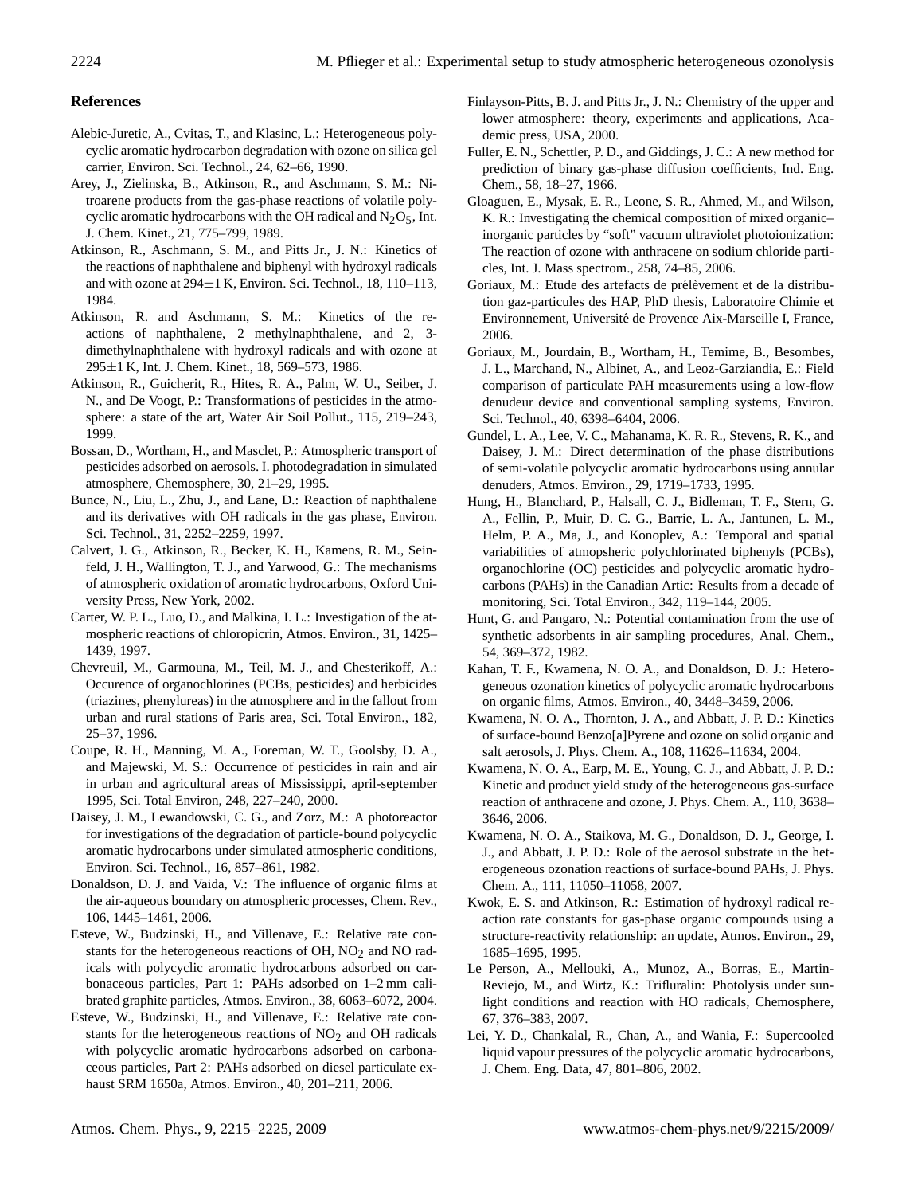## References

Alebic-Juretic, A., Cvitas, T., and Klasinc, L.: Heterogeneous polycyclic aromatic hydrocarbon degradation with ozone on silica gel carrier, Environ. Sci. Technol., 24, 62–66, 1990.

Arey, J., Zielinska, B., Atkinson, R., and Aschmann, S. M.: Nitroarene products from the gas-phase reactions of volatile polycyclic aromatic hydrocarbons with the OH radical and $N_2O_5$, Int. J. Chem. Kinet., 21, 775–799, 1989.

Atkinson, R., Aschmann, S. M., and Pitts Jr., J. N.: Kinetics of the reactions of naphthalene and biphenyl with hydroxyl radicals and with ozone at 294±1 K, Environ. Sci. Technol., 18, 110–113, 1984.

Atkinson, R. and Aschmann, S. M.: Kinetics of the reactions of naphthalene, 2 methylnaphthalene, and 2, 3-dimethylnaphthalene with hydroxyl radicals and with ozone at 295±1 K, Int. J. Chem. Kinet., 18, 569–573, 1986.

Atkinson, R., Guicherit, R., Hites, R. A., Palm, W. U., Seiber, J. N., and De Voogt, P.: Transformations of pesticides in the atmosphere: a state of the art, Water Air Soil Pollut., 115, 219–243, 1999.

Bossan, D., Wortham, H., and Masclet, P.: Atmospheric transport of pesticides adsorbed on aerosols. I. photodegradation in simulated atmosphere, Chemosphere, 30, 21–29, 1995.

Bunce, N., Liu, L., Zhu, J., and Lane, D.: Reaction of naphthalene and its derivatives with OH radicals in the gas phase, Environ. Sci. Technol., 31, 2252–2259, 1997.

Calvert, J. G., Atkinson, R., Becker, K. H., Kamens, R. M., Seinfeld, J. H., Wallington, T. J., and Yarwood, G.: The mechanisms of atmospheric oxidation of aromatic hydrocarbons, Oxford University Press, New York, 2002.

Carter, W. P. L., Luo, D., and Malkina, I. L.: Investigation of the atmospheric reactions of chloropicrin, Atmos. Environ., 31, 1425–1439, 1997.

Chevreuil, M., Garmouna, M., Teil, M. J., and Chesterikoff, A.: Occurence of organochlorines (PCBs, pesticides) and herbicides (triazines, phenylureas) in the atmosphere and in the fallout from urban and rural stations of Paris area, Sci. Total Environ., 182, 25–37, 1996.

Coupe, R. H., Manning, M. A., Foreman, W. T., Goolsby, D. A., and Majewski, M. S.: Occurrence of pesticides in rain and air in urban and agricultural areas of Mississippi, april-september 1995, Sci. Total Environ, 248, 227–240, 2000.

Daisey, J. M., Lewandowski, C. G., and Zorz, M.: A photoreactor for investigations of the degradation of particle-bound polycyclic aromatic hydrocarbons under simulated atmospheric conditions, Environ. Sci. Technol., 16, 857–861, 1982.

Donaldson, D. J. and Vaida, V.: The influence of organic films at the air-aqueous boundary on atmospheric processes, Chem. Rev., 106, 1445–1461, 2006.

Esteve, W., Budzinski, H., and Villenave, E.: Relative rate constants for the heterogeneous reactions of OH, $NO_2$ and NO radicals with polycyclic aromatic hydrocarbons adsorbed on carbonaceous particles, Part 1: PAHs adsorbed on 1–2 mm calibrated graphite particles, Atmos. Environ., 38, 6063–6072, 2004.

Esteve, W., Budzinski, H., and Villenave, E.: Relative rate constants for the heterogeneous reactions of $NO_2$ and OH radicals with polycyclic aromatic hydrocarbons adsorbed on carbonaceous particles, Part 2: PAHs adsorbed on diesel particulate exhaust SRM 1650a, Atmos. Environ., 40, 201–211, 2006.

Finlayson-Pitts, B. J. and Pitts Jr., J. N.: Chemistry of the upper and lower atmosphere: theory, experiments and applications, Academic press, USA, 2000.

Fuller, E. N., Schettler, P. D., and Giddings, J. C.: A new method for prediction of binary gas-phase diffusion coefficients, Ind. Eng. Chem., 58, 18–27, 1966.

Gloaguen, E., Mysak, E. R., Leone, S. R., Ahmed, M., and Wilson, K. R.: Investigating the chemical composition of mixed organic–inorganic particles by "soft" vacuum ultraviolet photoionization: The reaction of ozone with anthracene on sodium chloride particles, Int. J. Mass spectrom., 258, 74–85, 2006.

Goriaux, M.: Etude des artefacts de prélèvement et de la distribution gaz-particules des HAP, PhD thesis, Laboratoire Chimie et Environnement, Université de Provence Aix-Marseille I, France, 2006.

Goriaux, M., Jourdain, B., Wortham, H., Temime, B., Besombes, J. L., Marchand, N., Albinet, A., and Leoz-Garziandia, E.: Field comparison of particulate PAH measurements using a low-flow denudeur device and conventional sampling systems, Environ. Sci. Technol., 40, 6398–6404, 2006.

Gundel, L. A., Lee, V. C., Mahanama, K. R. R., Stevens, R. K., and Daisey, J. M.: Direct determination of the phase distributions of semi-volatile polycyclic aromatic hydrocarbons using annular denuders, Atmos. Environ., 29, 1719–1733, 1995.

Hung, H., Blanchard, P., Halsall, C. J., Bidleman, T. F., Stern, G. A., Fellin, P., Muir, D. C. G., Barrie, L. A., Jantunen, L. M., Helm, P. A., Ma, J., and Konoplev, A.: Temporal and spatial variabilities of atmopsheric polychlorinated biphenyls (PCBs), organochlorine (OC) pesticides and polycyclic aromatic hydrocarbons (PAHs) in the Canadian Artic: Results from a decade of monitoring, Sci. Total Environ., 342, 119–144, 2005.

Hunt, G. and Pangaro, N.: Potential contamination from the use of synthetic adsorbents in air sampling procedures, Anal. Chem., 54, 369–372, 1982.

Kahan, T. F., Kwamena, N. O. A., and Donaldson, D. J.: Heterogeneous ozonation kinetics of polycyclic aromatic hydrocarbons on organic films, Atmos. Environ., 40, 3448–3459, 2006.

Kwamena, N. O. A., Thornton, J. A., and Abbatt, J. P. D.: Kinetics of surface-bound Benzo[a]Pyrene and ozone on solid organic and salt aerosols, J. Phys. Chem. A., 108, 11626–11634, 2004.

Kwamena, N. O. A., Earp, M. E., Young, C. J., and Abbatt, J. P. D.: Kinetic and product yield study of the heterogeneous gas-surface reaction of anthracene and ozone, J. Phys. Chem. A., 110, 3638–3646, 2006.

Kwamena, N. O. A., Staikova, M. G., Donaldson, D. J., George, I. J., and Abbatt, J. P. D.: Role of the aerosol substrate in the heterogeneous ozonation reactions of surface-bound PAHs, J. Phys. Chem. A., 111, 11050–11058, 2007.

Kwok, E. S. and Atkinson, R.: Estimation of hydroxyl radical reaction rate constants for gas-phase organic compounds using a structure-reactivity relationship: an update, Atmos. Environ., 29, 1685–1695, 1995.

Le Person, A., Mellouki, A., Munoz, A., Borras, E., Martin-Reviejo, M., and Wirtz, K.: Trifluralin: Photolysis under sunlight conditions and reaction with HO radicals, Chemosphere, 67, 376–383, 2007.

Lei, Y. D., Chankalal, R., Chan, A., and Wania, F.: Supercooled liquid vapour pressures of the polycyclic aromatic hydrocarbons, J. Chem. Eng. Data, 47, 801–806, 2002.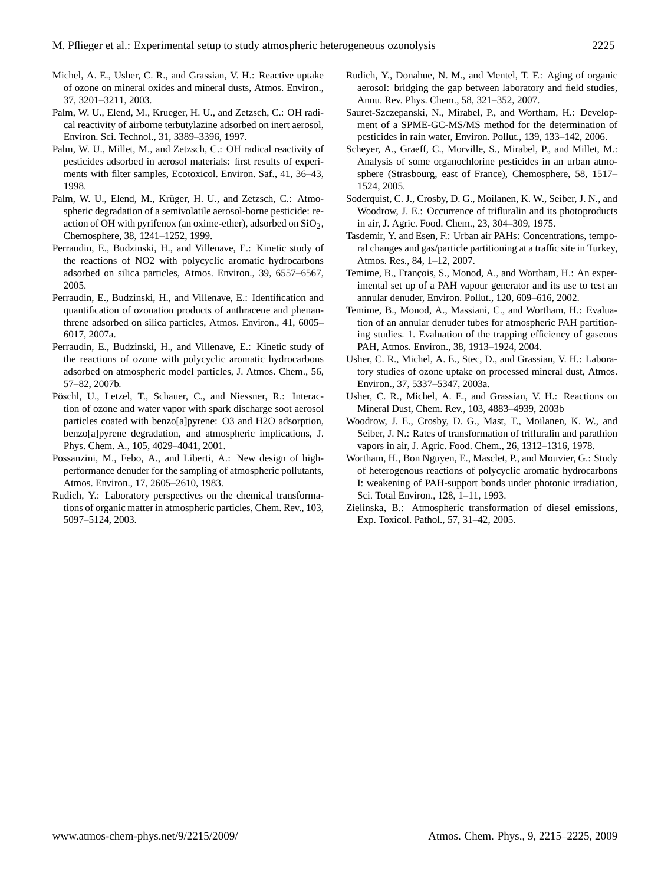Michel, A. E., Usher, C. R., and Grassian, V. H.: Reactive uptake of ozone on mineral oxides and mineral dusts, Atmos. Environ., 37, 3201–3211, 2003.

Palm, W. U., Elend, M., Krueger, H. U., and Zetzsch, C.: OH radical reactivity of airborne terbutylazine adsorbed on inert aerosol, Environ. Sci. Technol., 31, 3389–3396, 1997.

Palm, W. U., Millet, M., and Zetzsch, C.: OH radical reactivity of pesticides adsorbed in aerosol materials: first results of experiments with filter samples, Ecotoxicol. Environ. Saf., 41, 36–43, 1998.

Palm, W. U., Elend, M., Krüger, H. U., and Zetzsch, C.: Atmospheric degradation of a semivolatile aerosol-borne pesticide: reaction of OH with pyrifenox (an oxime-ether), adsorbed on $SiO_2$, Chemosphere, 38, 1241–1252, 1999.

Perraudin, E., Budzinski, H., and Villenave, E.: Kinetic study of the reactions of NO2 with polycyclic aromatic hydrocarbons adsorbed on silica particles, Atmos. Environ., 39, 6557–6567, 2005.

Perraudin, E., Budzinski, H., and Villenave, E.: Identification and quantification of ozonation products of anthracene and phenanthrene adsorbed on silica particles, Atmos. Environ., 41, 6005–6017, 2007a.

Perraudin, E., Budzinski, H., and Villenave, E.: Kinetic study of the reactions of ozone with polycyclic aromatic hydrocarbons adsorbed on atmospheric model particles, J. Atmos. Chem., 56, 57–82, 2007b.

Pöschl, U., Letzel, T., Schauer, C., and Niessner, R.: Interaction of ozone and water vapor with spark discharge soot aerosol particles coated with benzo[a]pyrene: O3 and H2O adsorption, benzo[a]pyrene degradation, and atmospheric implications, J. Phys. Chem. A., 105, 4029–4041, 2001.

Possanzini, M., Febo, A., and Liberti, A.: New design of high-performance denuder for the sampling of atmospheric pollutants, Atmos. Environ., 17, 2605–2610, 1983.

Rudich, Y.: Laboratory perspectives on the chemical transformations of organic matter in atmospheric particles, Chem. Rev., 103, 5097–5124, 2003.

Rudich, Y., Donahue, N. M., and Mentel, T. F.: Aging of organic aerosol: bridging the gap between laboratory and field studies, Annu. Rev. Phys. Chem., 58, 321–352, 2007.

Sauret-Szczepanski, N., Mirabel, P., and Wortham, H.: Development of a SPME-GC-MS/MS method for the determination of pesticides in rain water, Environ. Pollut., 139, 133–142, 2006.

Scheyer, A., Graeff, C., Morville, S., Mirabel, P., and Millet, M.: Analysis of some organochlorine pesticides in an urban atmosphere (Strasbourg, east of France), Chemosphere, 58, 1517–1524, 2005.

Soderquist, C. J., Crosby, D. G., Moilanen, K. W., Seiber, J. N., and Woodrow, J. E.: Occurrence of trifluralin and its photoproducts in air, J. Agric. Food. Chem., 23, 304–309, 1975.

Tasdemir, Y. and Esen, F.: Urban air PAHs: Concentrations, temporal changes and gas/particle partitioning at a traffic site in Turkey, Atmos. Res., 84, 1–12, 2007.

Temime, B., François, S., Monod, A., and Wortham, H.: An experimental set up of a PAH vapour generator and its use to test an annular denuder, Environ. Pollut., 120, 609–616, 2002.

Temime, B., Monod, A., Massiani, C., and Wortham, H.: Evaluation of an annular denuder tubes for atmospheric PAH partitioning studies. 1. Evaluation of the trapping efficiency of gaseous PAH, Atmos. Environ., 38, 1913–1924, 2004.

Usher, C. R., Michel, A. E., Stec, D., and Grassian, V. H.: Laboratory studies of ozone uptake on processed mineral dust, Atmos. Environ., 37, 5337–5347, 2003a.

Usher, C. R., Michel, A. E., and Grassian, V. H.: Reactions on Mineral Dust, Chem. Rev., 103, 4883–4939, 2003b

Woodrow, J. E., Crosby, D. G., Mast, T., Moilanen, K. W., and Seiber, J. N.: Rates of transformation of trifluralin and parathion vapors in air, J. Agric. Food. Chem., 26, 1312–1316, 1978.

Wortham, H., Bon Nguyen, E., Masclet, P., and Mouvier, G.: Study of heterogenous reactions of polycyclic aromatic hydrocarbons I: weakening of PAH-support bonds under photonic irradiation, Sci. Total Environ., 128, 1–11, 1993.

Zielinska, B.: Atmospheric transformation of diesel emissions, Exp. Toxicol. Pathol., 57, 31–42, 2005.